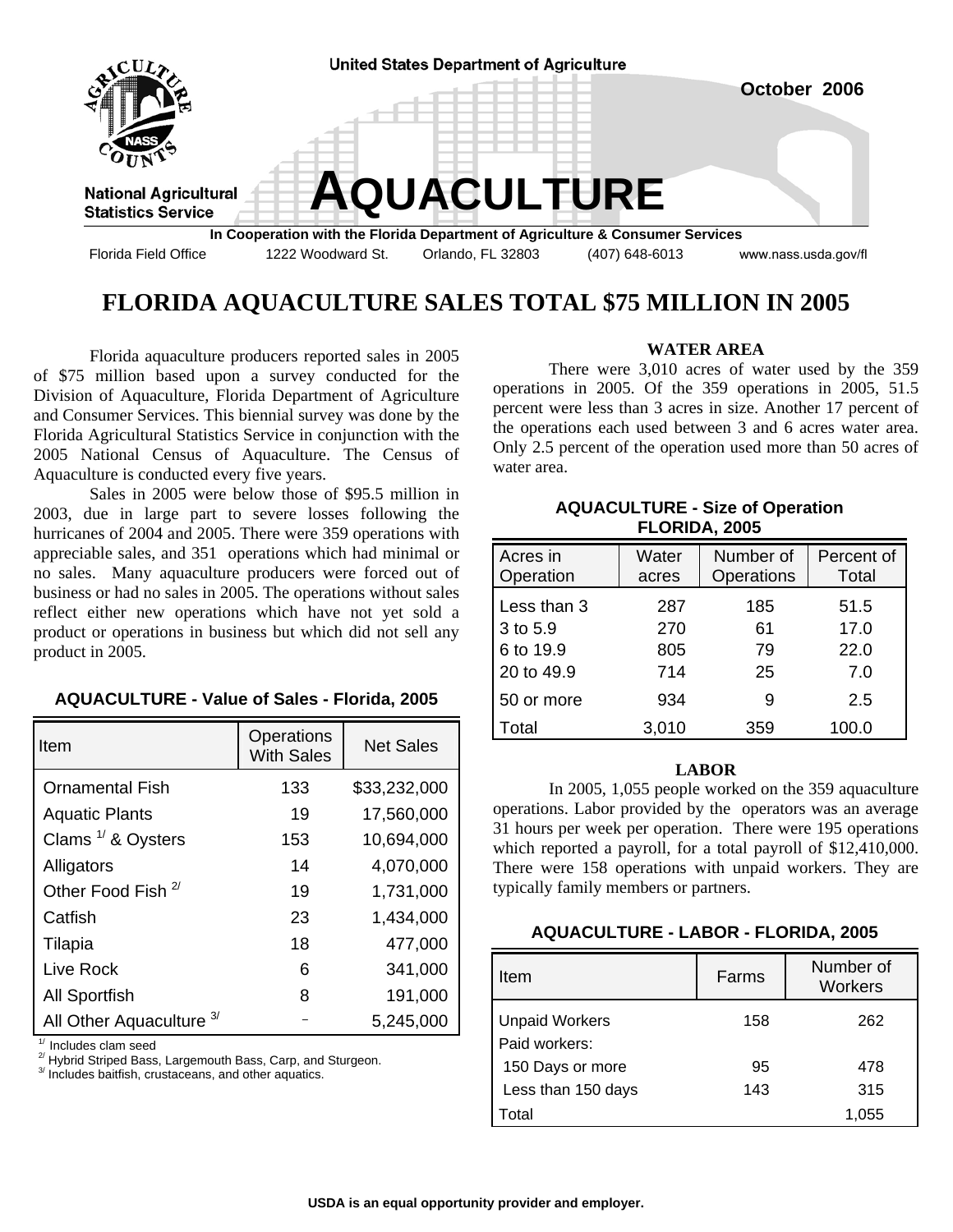United States Department of Agriculture

National Agricultural Statistics Service

October 2006

# AQUACULTURE

**In Cooperation with the Florida Department of Agriculture & Consumer Services**

Florida Field Office 1222 Woodward St. Orlando, FL 32803 (407) 648-6013 www.nass.usda.gov/fl

## FLORIDA AQUACULTURE SALES TOTAL $75 MILLION IN 2005

Florida aquaculture producers reported sales in 2005 of $75 million based upon a survey conducted for the Division of Aquaculture, Florida Department of Agriculture and Consumer Services. This biennial survey was done by the Florida Agricultural Statistics Service in conjunction with the 2005 National Census of Aquaculture. The Census of Aquaculture is conducted every five years.

Sales in 2005 were below those of $95.5 million in 2003, due in large part to severe losses following the hurricanes of 2004 and 2005. There were 359 operations with appreciable sales, and 351 operations which had minimal or no sales. Many aquaculture producers were forced out of business or had no sales in 2005. The operations without sales reflect either new operations which have not yet sold a product or operations in business but which did not sell any product in 2005.

**AQUACULTURE - Value of Sales - Florida, 2005**

| Item | Operations With Sales | Net Sales |
|---|---|---|
| Ornamental Fish | 133 | $33,232,000 |
| Aquatic Plants | 19 | 17,560,000 |
| Clams [1/] & Oysters | 153 | 10,694,000 |
| Alligators | 14 | 4,070,000 |
| Other Food Fish [2/] | 19 | 1,731,000 |
| Catfish | 23 | 1,434,000 |
| Tilapia | 18 | 477,000 |
| Live Rock | 6 | 341,000 |
| All Sportfish | 8 | 191,000 |
| All Other Aquaculture [3/] | - | 5,245,000 |

[1/] Includes clam seed
[2/] Hybrid Striped Bass, Largemouth Bass, Carp, and Sturgeon.
[3/] Includes baitfish, crustaceans, and other aquatics.

### WATER AREA

There were 3,010 acres of water used by the 359 operations in 2005. Of the 359 operations in 2005, 51.5 percent were less than 3 acres in size. Another 17 percent of the operations each used between 3 and 6 acres water area. Only 2.5 percent of the operation used more than 50 acres of water area.

**AQUACULTURE - Size of Operation FLORIDA, 2005**

| Acres in Operation | Water acres | Number of Operations | Percent of Total |
|---|---|---|---|
| Less than 3 | 287 | 185 | 51.5 |
| 3 to 5.9 | 270 | 61 | 17.0 |
| 6 to 19.9 | 805 | 79 | 22.0 |
| 20 to 49.9 | 714 | 25 | 7.0 |
| 50 or more | 934 | 9 | 2.5 |
| Total | 3,010 | 359 | 100.0 |

### LABOR

In 2005, 1,055 people worked on the 359 aquaculture operations. Labor provided by the operators was an average 31 hours per week per operation. There were 195 operations which reported a payroll, for a total payroll of $12,410,000. There were 158 operations with unpaid workers. They are typically family members or partners.

**AQUACULTURE - LABOR - FLORIDA, 2005**

| Item | Farms | Number of Workers |
|---|---|---|
| Unpaid Workers | 158 | 262 |
| Paid workers: | | |
| 150 Days or more | 95 | 478 |
| Less than 150 days | 143 | 315 |
| Total | | 1,055 |

USDA is an equal opportunity provider and employer.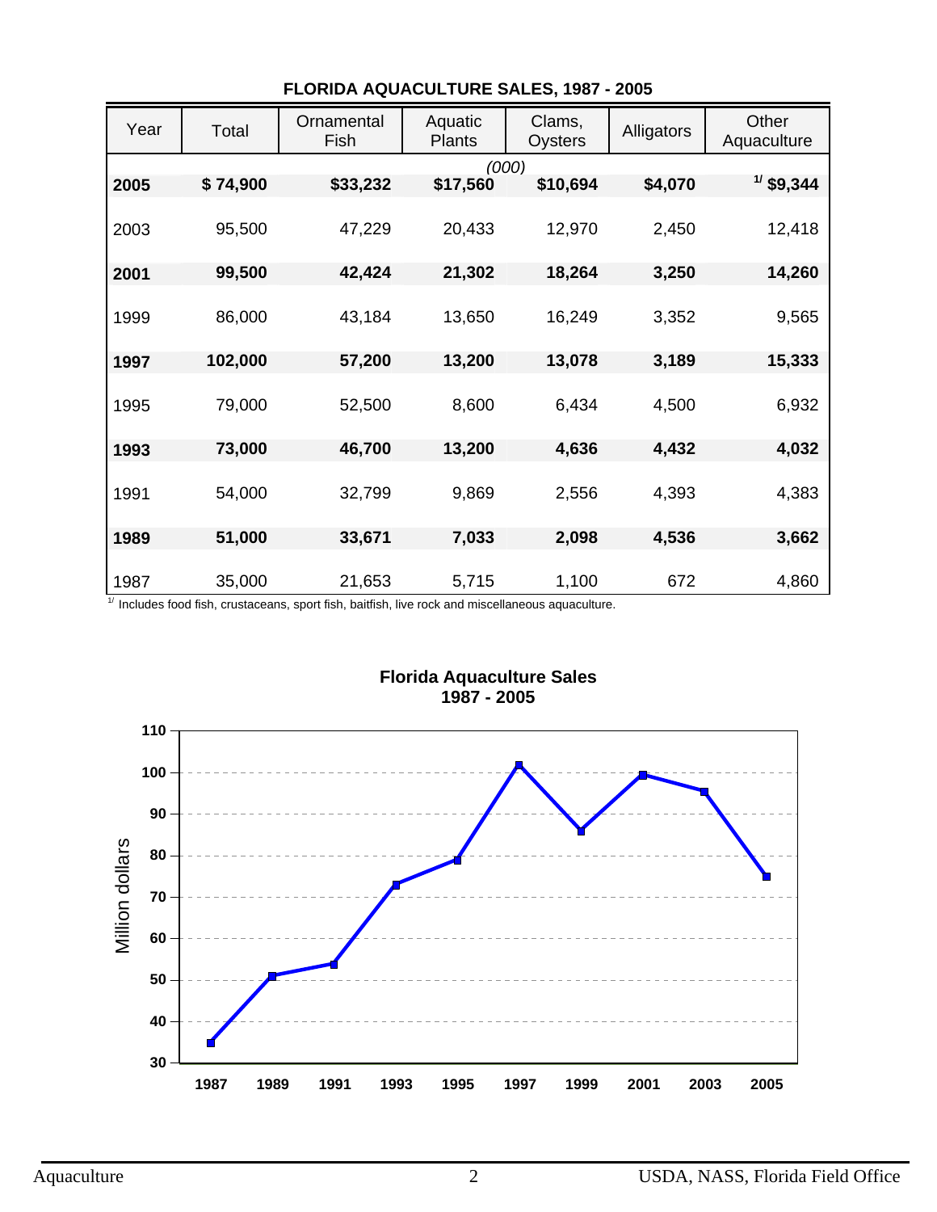## FLORIDA AQUACULTURE SALES, 1987 - 2005

| Year | Total | Ornamental Fish | Aquatic Plants | Clams, Oysters | Alligators | Other Aquaculture |
|---|---|---|---|---|---|---|
| | | | *(000)* | | | |
| **2005** | **$ 74,900** | **$33,232** | **$17,560** | **$10,694** | **$4,070** | [1] **$9,344** |
| 2003 | 95,500 | 47,229 | 20,433 | 12,970 | 2,450 | 12,418 |
| **2001** | **99,500** | **42,424** | **21,302** | **18,264** | **3,250** | **14,260** |
| 1999 | 86,000 | 43,184 | 13,650 | 16,249 | 3,352 | 9,565 |
| **1997** | **102,000** | **57,200** | **13,200** | **13,078** | **3,189** | **15,333** |
| 1995 | 79,000 | 52,500 | 8,600 | 6,434 | 4,500 | 6,932 |
| **1993** | **73,000** | **46,700** | **13,200** | **4,636** | **4,432** | **4,032** |
| 1991 | 54,000 | 32,799 | 9,869 | 2,556 | 4,393 | 4,383 |
| **1989** | **51,000** | **33,671** | **7,033** | **2,098** | **4,536** | **3,662** |
| 1987 | 35,000 | 21,653 | 5,715 | 1,100 | 672 | 4,860 |

[1] Includes food fish, crustaceans, sport fish, baitfish, live rock and miscellaneous aquaculture.

**Florida Aquaculture Sales**
**1987 - 2005**

Million dollars

| Year | Million dollars |
|---|---|
| 1987 | 35 |
| 1989 | 51 |
| 1991 | 54 |
| 1993 | 73 |
| 1995 | 79 |
| 1997 | 102 |
| 1999 | 86 |
| 2001 | 99.5 |
| 2003 | 95.5 |
| 2005 | 74.9 |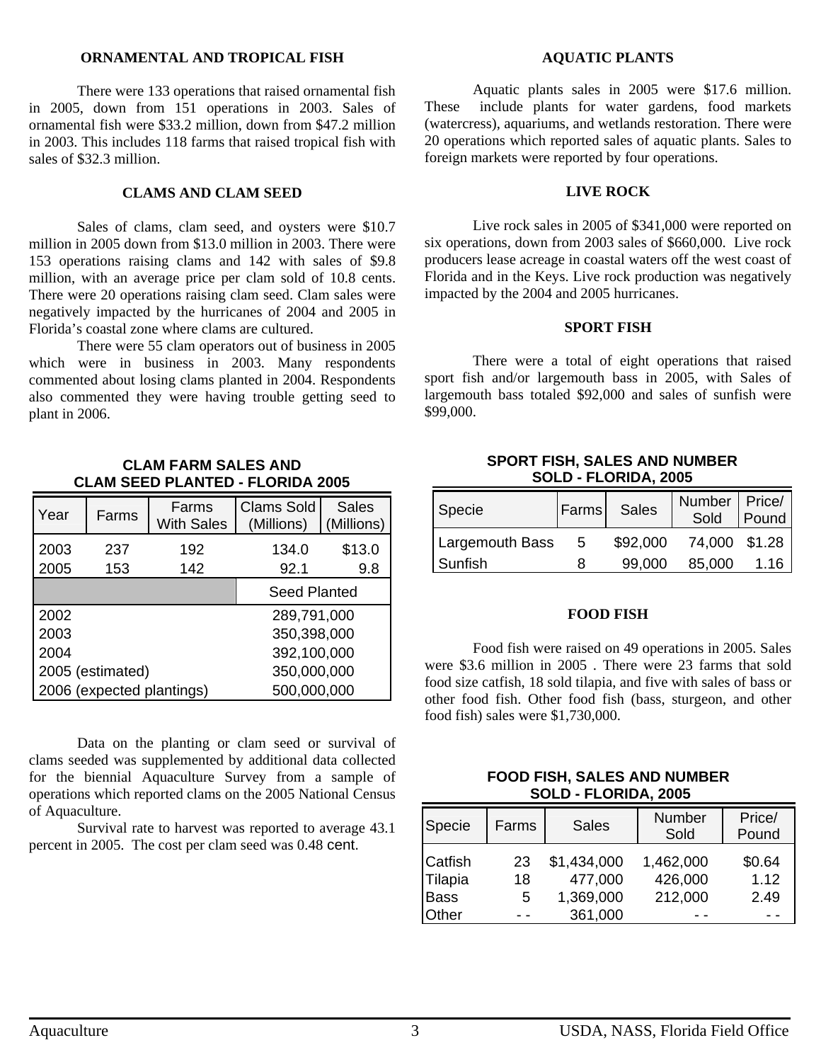## ORNAMENTAL AND TROPICAL FISH

There were 133 operations that raised ornamental fish in 2005, down from 151 operations in 2003. Sales of ornamental fish were $33.2 million, down from $47.2 million in 2003. This includes 118 farms that raised tropical fish with sales of $32.3 million.

## CLAMS AND CLAM SEED

Sales of clams, clam seed, and oysters were $10.7 million in 2005 down from $13.0 million in 2003. There were 153 operations raising clams and 142 with sales of $9.8 million, with an average price per clam sold of 10.8 cents. There were 20 operations raising clam seed. Clam sales were negatively impacted by the hurricanes of 2004 and 2005 in Florida's coastal zone where clams are cultured.

There were 55 clam operators out of business in 2005 which were in business in 2003. Many respondents commented about losing clams planted in 2004. Respondents also commented they were having trouble getting seed to plant in 2006.

**CLAM FARM SALES AND CLAM SEED PLANTED - FLORIDA 2005**

| Year | Farms | Farms With Sales | Clams Sold (Millions) | Sales (Millions) |
|---|---|---|---|---|
| 2003 | 237 | 192 | 134.0 | $13.0 |
| 2005 | 153 | 142 | 92.1 | 9.8 |
| | | | Seed Planted | |
| 2002 | | | 289,791,000 | |
| 2003 | | | 350,398,000 | |
| 2004 | | | 392,100,000 | |
| 2005 (estimated) | | | 350,000,000 | |
| 2006 (expected plantings) | | | 500,000,000 | |

Data on the planting or clam seed or survival of clams seeded was supplemented by additional data collected for the biennial Aquaculture Survey from a sample of operations which reported clams on the 2005 National Census of Aquaculture.

Survival rate to harvest was reported to average 43.1 percent in 2005. The cost per clam seed was 0.48 cent.

## AQUATIC PLANTS

Aquatic plants sales in 2005 were $17.6 million. These include plants for water gardens, food markets (watercress), aquariums, and wetlands restoration. There were 20 operations which reported sales of aquatic plants. Sales to foreign markets were reported by four operations.

## LIVE ROCK

Live rock sales in 2005 of $341,000 were reported on six operations, down from 2003 sales of $660,000. Live rock producers lease acreage in coastal waters off the west coast of Florida and in the Keys. Live rock production was negatively impacted by the 2004 and 2005 hurricanes.

## SPORT FISH

There were a total of eight operations that raised sport fish and/or largemouth bass in 2005, with Sales of largemouth bass totaled $92,000 and sales of sunfish were $99,000.

**SPORT FISH, SALES AND NUMBER SOLD - FLORIDA, 2005**

| Specie | Farms | Sales | Number Sold | Price/ Pound |
|---|---|---|---|---|
| Largemouth Bass | 5 | $92,000 | 74,000 | $1.28 |
| Sunfish | 8 | 99,000 | 85,000 | 1.16 |

## FOOD FISH

Food fish were raised on 49 operations in 2005. Sales were $3.6 million in 2005 . There were 23 farms that sold food size catfish, 18 sold tilapia, and five with sales of bass or other food fish. Other food fish (bass, sturgeon, and other food fish) sales were $1,730,000.

**FOOD FISH, SALES AND NUMBER SOLD - FLORIDA, 2005**

| Specie | Farms | Sales | Number Sold | Price/ Pound |
|---|---|---|---|---|
| Catfish | 23 | $1,434,000 | 1,462,000 | $0.64 |
| Tilapia | 18 | 477,000 | 426,000 | 1.12 |
| Bass | 5 | 1,369,000 | 212,000 | 2.49 |
| Other | - - | 361,000 | - - | - - |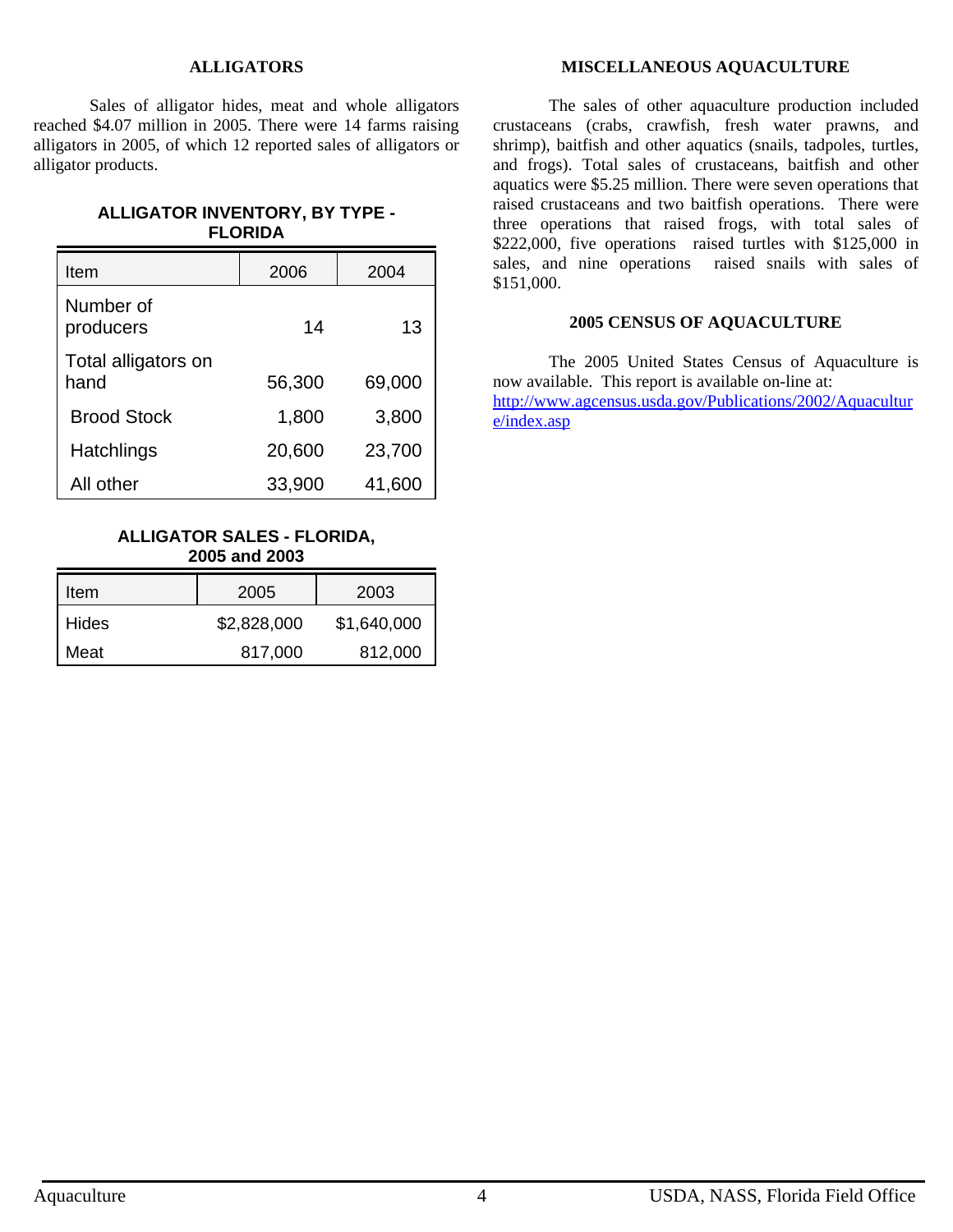## ALLIGATORS

Sales of alligator hides, meat and whole alligators reached $4.07 million in 2005. There were 14 farms raising alligators in 2005, of which 12 reported sales of alligators or alligator products.

**ALLIGATOR INVENTORY, BY TYPE - FLORIDA**

| Item | 2006 | 2004 |
|---|---|---|
| Number of producers | 14 | 13 |
| Total alligators on hand | 56,300 | 69,000 |
| Brood Stock | 1,800 | 3,800 |
| Hatchlings | 20,600 | 23,700 |
| All other | 33,900 | 41,600 |

**ALLIGATOR SALES - FLORIDA, 2005 and 2003**

| Item | 2005 | 2003 |
|---|---|---|
| Hides | $2,828,000 | $1,640,000 |
| Meat | 817,000 | 812,000 |

## MISCELLANEOUS AQUACULTURE

The sales of other aquaculture production included crustaceans (crabs, crawfish, fresh water prawns, and shrimp), baitfish and other aquatics (snails, tadpoles, turtles, and frogs). Total sales of crustaceans, baitfish and other aquatics were $5.25 million. There were seven operations that raised crustaceans and two baitfish operations. There were three operations that raised frogs, with total sales of $222,000, five operations raised turtles with $125,000 in sales, and nine operations raised snails with sales of $151,000.

## 2005 CENSUS OF AQUACULTURE

The 2005 United States Census of Aquaculture is now available. This report is available on-line at: http://www.agcensus.usda.gov/Publications/2002/Aquaculture/index.asp